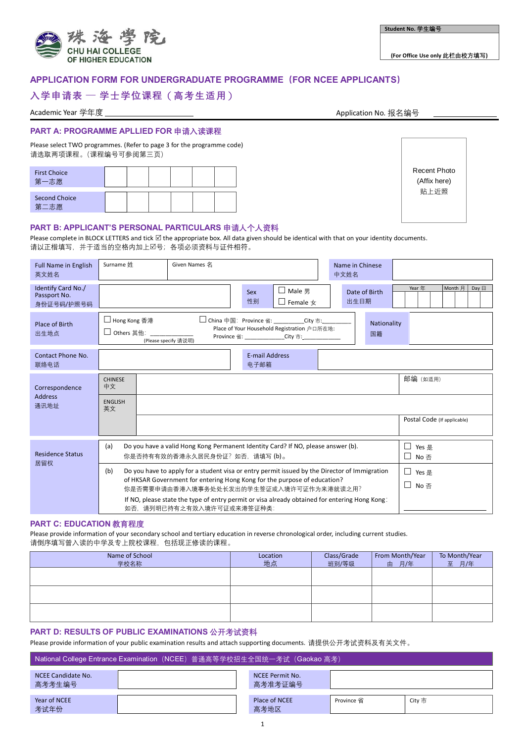珠海學院
CHU HAI COLLEGE OF HIGHER EDUCATION

| Student No. 学生编号 |
|---|
| (For Office Use only 此栏由校方填写) |

# APPLICATION FORM FOR UNDERGRADUATE PROGRAMME（FOR NCEE APPLICANTS）

# 入学申请表 — 学士学位课程（高考生适用）

Academic Year 学年度 ________________  Application No. 报名编号 ________________

## PART A: PROGRAMME APLLIED FOR 申请入读课程

Please select TWO programmes. (Refer to page 3 for the programme code)
请选取两项课程。(课程编号可参阅第三页)

| | | | | | | |
|---|---|---|---|---|---|---|
| First Choice 第一志愿 | | | | | | |
| Second Choice 第二志愿 | | | | | | |

Recent Photo
(Affix here)
贴上近照

## PART B: APPLICANT'S PERSONAL PARTICULARS 申请人个人资料

Please complete in BLOCK LETTERS and tick ☑ the appropriate box. All data given should be identical with that on your identity documents.
请以正楷填写，并于适当的空格内加上☑号；各项必须资料与证件相符。

| | | | | |
|---|---|---|---|---|
| Full Name in English 英文姓名 | Surname 姓 | Given Names 名 | Name in Chinese 中文姓名 | |
| Identify Card No./ Passport No. 身份证号码/护照号码 | | Sex 性别: ☐ Male 男 ☐ Female 女 | Date of Birth 出生日期 | Year 年 / Month 月 / Day 日 |
| Place of Birth 出生地点 | ☐ Hong Kong 香港 ☐ Others 其他: ________ (Please specify 请说明) ☐ China 中国: Province 省: ________City 市:________ Place of Your Household Registration 户口所在地: Province 省: ____________City 市:____________ | | Nationality 国籍 | |
| Contact Phone No. 联络电话 | | E-mail Address 电子邮箱 | | |

| | | | |
|---|---|---|---|
| Correspondence Address 通讯地址 | CHINESE 中文 | | 邮编（如适用） |
| | ENGLISH 英文 | | Postal Code (If applicable) |

| | | | |
|---|---|---|---|
| Residence Status 居留权 | (a) | Do you have a valid Hong Kong Permanent Identity Card? If NO, please answer (b). 你是否持有有效的香港永久居民身份证？如否，请填写 (b)。 | ☐ Yes 是 ☐ No 否 |
| | (b) | Do you have to apply for a student visa or entry permit issued by the Director of Immigration of HKSAR Government for entering Hong Kong for the purpose of education? 你是否需要申请由香港入境事务处处长发出的学生签证或入境许可证作为来港就读之用？ If NO, please state the type of entry permit or visa already obtained for entering Hong Kong: 如否，请列明已持有之有效入境许可证或来港签证种类: | ☐ Yes 是 ☐ No 否 ________ |

## PART C: EDUCATION 教育程度

Please provide information of your secondary school and tertiary education in reverse chronological order, including current studies.
请倒序填写曾入读的中学及专上院校课程，包括现正修读的课程。

| Name of School 学校名称 | Location 地点 | Class/Grade 班别/等级 | From Month/Year 由 月/年 | To Month/Year 至 月/年 |
|---|---|---|---|---|
| | | | | |
| | | | | |
| | | | | |

## PART D: RESULTS OF PUBLIC EXAMINATIONS 公开考试资料

Please provide information of your public examination results and attach supporting documents. 请提供公开考试资料及有关文件。

| National College Entrance Examination（NCEE）普通高等学校招生全国统一考试（Gaokao 高考） | | | | |
|---|---|---|---|---|
| NCEE Candidate No. 高考考生编号 | | NCEE Permit No. 高考准考证编号 | | |
| Year of NCEE 考试年份 | | Place of NCEE 高考地区 | Province 省 | City 市 |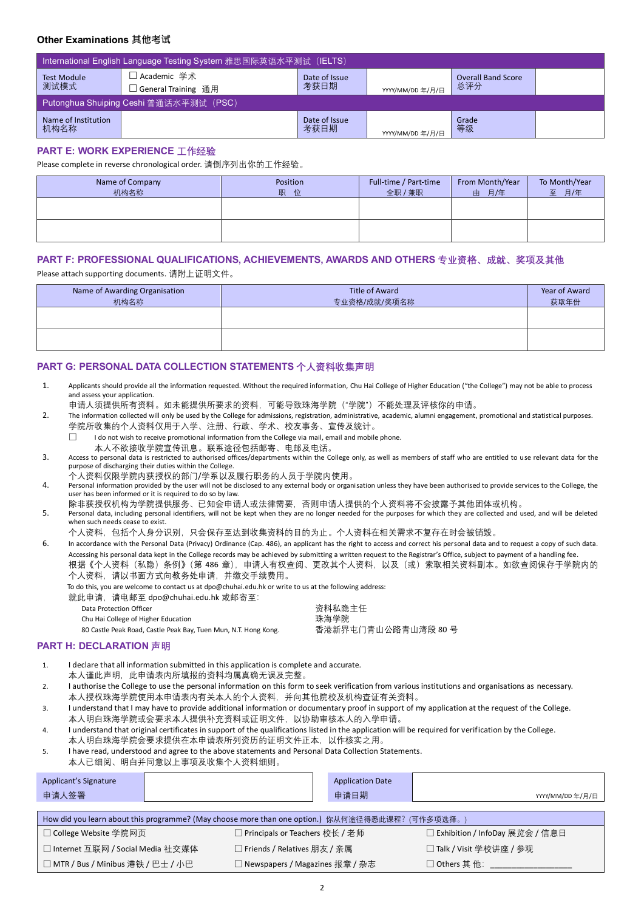**Other Examinations 其他考试**

| International English Language Testing System 雅思国际英语水平测试（IELTS） | | | | | |
|---|---|---|---|---|---|
| Test Module 测试模式 | ☐ Academic 学术 ☐ General Training 通用 | Date of Issue 考获日期 | YYYY/MM/DD 年/月/日 | Overall Band Score 总评分 | |
| **Putonghua Shuiping Ceshi 普通话水平测试（PSC）** | | | | | |
| Name of Institution 机构名称 | | Date of Issue 考获日期 | YYYY/MM/DD 年/月/日 | Grade 等级 | |

## PART E: WORK EXPERIENCE 工作经验

Please complete in reverse chronological order. 请倒序列出你的工作经验。

| Name of Company 机构名称 | Position 职 位 | Full-time / Part-time 全职 / 兼职 | From Month/Year 由 月/年 | To Month/Year 至 月/年 |
|---|---|---|---|---|
| | | | | |
| | | | | |

## PART F: PROFESSIONAL QUALIFICATIONS, ACHIEVEMENTS, AWARDS AND OTHERS 专业资格、成就、奖项及其他

Please attach supporting documents. 请附上证明文件。

| Name of Awarding Organisation 机构名称 | Title of Award 专业资格/成就/奖项名称 | Year of Award 获取年份 |
|---|---|---|
| | | |
| | | |

## PART G: PERSONAL DATA COLLECTION STATEMENTS 个人资料收集声明

1. Applicants should provide all the information requested. Without the required information, Chu Hai College of Higher Education ("the College") may not be able to process and assess your application.
   申请人须提供所有资料。如未能提供所要求的资料，可能导致珠海学院（"学院"）不能处理及评核你的申请。
2. The information collected will only be used by the College for admissions, registration, administrative, academic, alumni engagement, promotional and statistical purposes.
   学院所收集的个人资料仅用于入学、注册、行政、学术、校友事务、宣传及统计。
   ☐ I do not wish to receive promotional information from the College via mail, email and mobile phone.
   本人不欲接收学院宣传讯息。联系途径包括邮寄、电邮及电话。
3. Access to personal data is restricted to authorised offices/departments within the College only, as well as members of staff who are entitled to use relevant data for the purpose of discharging their duties within the College.
   个人资料仅限学院内获授权的部门/学系以及履行职务的人员于学院内使用。
4. Personal information provided by the user will not be disclosed to any external body or organisation unless they have been authorised to provide services to the College, the user has been informed or it is required to do so by law.
   除非获授权机构为学院提供服务、已知会申请人或法律需要，否则申请人提供的个人资料将不会披露予其他团体或机构。
5. Personal data, including personal identifiers, will not be kept when they are no longer needed for the purposes for which they are collected and used, and will be deleted when such needs cease to exist.
   个人资料，包括个人身分识别，只会保存至达到收集资料的目的为止。个人资料在相关需求不复存在时会被销毁。
6. In accordance with the Personal Data (Privacy) Ordinance (Cap. 486), an applicant has the right to access and correct his personal data and to request a copy of such data. Accessing his personal data kept in the College records may be achieved by submitting a written request to the Registrar's Office, subject to payment of a handling fee.
   根据《个人资料（私隐）条例》（第 486 章），申请人有权查阅、更改其个人资料，以及（或）索取相关资料副本。如欲查阅保存于学院内的个人资料，请以书面方式向教务处申请，并缴交手续费用。

   To do this, you are welcome to contact us at dpo@chuhai.edu.hk or write to us at the following address:
   就此申请，请电邮至 dpo@chuhai.edu.hk 或邮寄至：

   Data Protection Officer
   Chu Hai College of Higher Education
   80 Castle Peak Road, Castle Peak Bay, Tuen Mun, N.T. Hong Kong.

   资料私隐主任
   珠海学院
   香港新界屯门青山公路青山湾段 80 号

## PART H: DECLARATION 声明

1. I declare that all information submitted in this application is complete and accurate.
   本人谨此声明，此申请表内所填报的资料均属真确无误及完整。
2. I authorise the College to use the personal information on this form to seek verification from various institutions and organisations as necessary.
   本人授权珠海学院使用本申请表内有关本人的个人资料，并向其他院校及机构查证有关资料。
3. I understand that I may have to provide additional information or documentary proof in support of my application at the request of the College.
   本人明白珠海学院或会要求本人提供补充资料或证明文件，以协助审核本人的入学申请。
4. I understand that original certificates in support of the qualifications listed in the application will be required for verification by the College.
   本人明白珠海学院会要求提供在本申请表所列资历的证明文件正本，以作核实之用。
5. I have read, understood and agree to the above statements and Personal Data Collection Statements.
   本人已细阅、明白并同意以上事项及收集个人资料细则。

| Applicant's Signature 申请人签署 | | Application Date 申请日期 | YYYY/MM/DD 年/月/日 |
|---|---|---|---|

| How did you learn about this programme? (May choose more than one option.) 你从何途径得悉此课程？（可作多项选择。） | | |
|---|---|---|
| ☐ College Website 学院网页 | ☐ Principals or Teachers 校长 / 老师 | ☐ Exhibition / InfoDay 展览会 / 信息日 |
| ☐ Internet 互联网 / Social Media 社交媒体 | ☐ Friends / Relatives 朋友 / 亲属 | ☐ Talk / Visit 学校讲座 / 参观 |
| ☐ MTR / Bus / Minibus 港铁 / 巴士 / 小巴 | ☐ Newspapers / Magazines 报章 / 杂志 | ☐ Others 其 他：_______________ |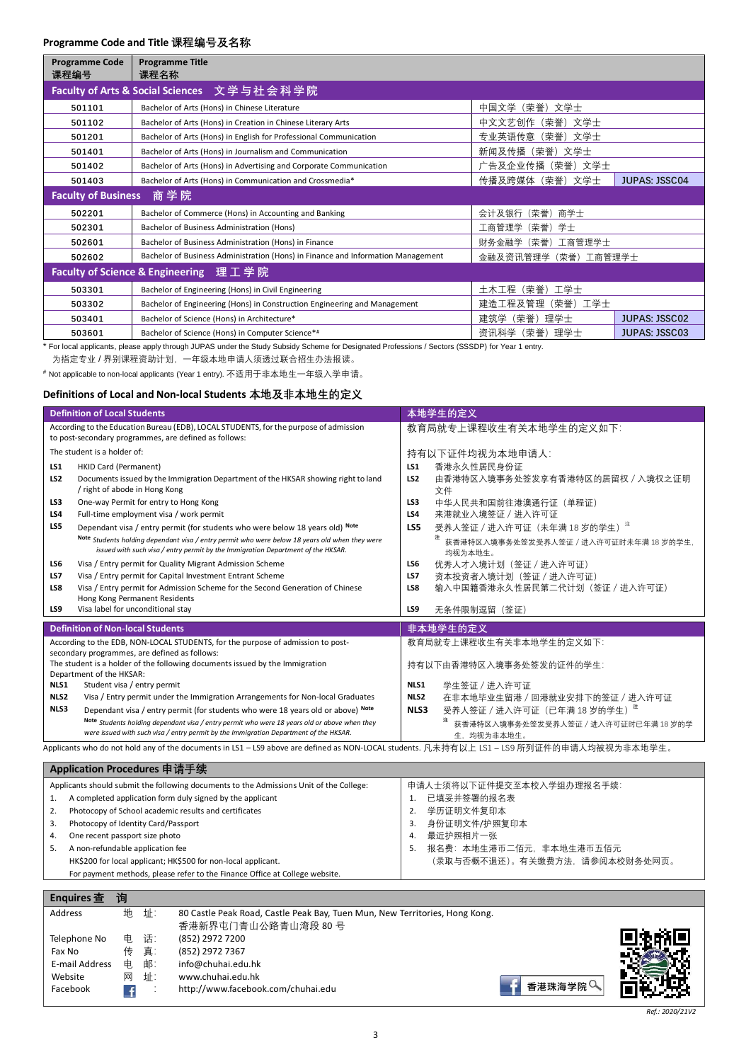## Programme Code and Title 课程编号及名称

| Programme Code 课程编号 | Programme Title 课程名称 | | |
|---|---|---|---|
| **Faculty of Arts & Social Sciences 文学与社会科学院** | | | |
| 501101 | Bachelor of Arts (Hons) in Chinese Literature | 中国文学（荣誉）文学士 | |
| 501102 | Bachelor of Arts (Hons) in Creation in Chinese Literary Arts | 中文文艺创作（荣誉）文学士 | |
| 501201 | Bachelor of Arts (Hons) in English for Professional Communication | 专业英语传意（荣誉）文学士 | |
| 501401 | Bachelor of Arts (Hons) in Journalism and Communication | 新闻及传播（荣誉）文学士 | |
| 501402 | Bachelor of Arts (Hons) in Advertising and Corporate Communication | 广告及企业传播（荣誉）文学士 | |
| 501403 | Bachelor of Arts (Hons) in Communication and Crossmedia* | 传播及跨媒体（荣誉）文学士 | JUPAS: JSSC04 |
| **Faculty of Business 商学院** | | | |
| 502201 | Bachelor of Commerce (Hons) in Accounting and Banking | 会计及银行（荣誉）商学士 | |
| 502301 | Bachelor of Business Administration (Hons) | 工商管理学（荣誉）学士 | |
| 502601 | Bachelor of Business Administration (Hons) in Finance | 财务金融学（荣誉）工商管理学士 | |
| 502602 | Bachelor of Business Administration (Hons) in Finance and Information Management | 金融及资讯管理学（荣誉）工商管理学士 | |
| **Faculty of Science & Engineering 理工学院** | | | |
| 503301 | Bachelor of Engineering (Hons) in Civil Engineering | 土木工程（荣誉）工学士 | |
| 503302 | Bachelor of Engineering (Hons) in Construction Engineering and Management | 建造工程及管理（荣誉）工学士 | |
| 503401 | Bachelor of Science (Hons) in Architecture* | 建筑学（荣誉）理学士 | JUPAS: JSSC02 |
| 503601 | Bachelor of Science (Hons) in Computer Science*# | 资讯科学（荣誉）理学士 | JUPAS: JSSC03 |

\* For local applicants, please apply through JUPAS under the Study Subsidy Scheme for Designated Professions / Sectors (SSSDP) for Year 1 entry.
为指定专业 / 界别课程资助计划，一年级本地申请人须透过联合招生办法报读。

\# Not applicable to non-local applicants (Year 1 entry). 不适用于非本地生一年级入学申请。

## Definitions of Local and Non-local Students 本地及非本地生的定义

| Definition of Local Students | 本地学生的定义 |
|---|---|
| According to the Education Bureau (EDB), LOCAL STUDENTS, for the purpose of admission to post-secondary programmes, are defined as follows: | 教育局就专上课程收生有关本地学生的定义如下: |
| The student is a holder of: | 持有以下证件均视为本地申请人: |
| **LS1** HKID Card (Permanent) | **LS1** 香港永久性居民身份证 |
| **LS2** Documents issued by the Immigration Department of the HKSAR showing right to land / right of abode in Hong Kong | **LS2** 由香港特区入境事务处签发享有香港特区的居留权 / 入境权之证明文件 |
| **LS3** One-way Permit for entry to Hong Kong | **LS3** 中华人民共和国前往港澳通行证（单程证） |
| **LS4** Full-time employment visa / work permit | **LS4** 来港就业入境签证 / 进入许可证 |
| **LS5** Dependant visa / entry permit (for students who were below 18 years old) Note | **LS5** 受养人签证 / 进入许可证（未年满 18 岁的学生）注 |
| *Note Students holding dependant visa / entry permit who were below 18 years old when they were issued with such visa / entry permit by the Immigration Department of the HKSAR.* | 注 获香港特区入境事务处签发受养人签证 / 进入许可证时未年满 18 岁的学生，均视为本地生。 |
| **LS6** Visa / Entry permit for Quality Migrant Admission Scheme | **LS6** 优秀人才入境计划（签证 / 进入许可证） |
| **LS7** Visa / Entry permit for Capital Investment Entrant Scheme | **LS7** 资本投资者入境计划（签证 / 进入许可证） |
| **LS8** Visa / Entry permit for Admission Scheme for the Second Generation of Chinese Hong Kong Permanent Residents | **LS8** 输入中国籍香港永久性居民第二代计划（签证 / 进入许可证） |
| **LS9** Visa label for unconditional stay | **LS9** 无条件限制逗留（签证） |

| Definition of Non-local Students | 非本地学生的定义 |
|---|---|
| According to the EDB, NON-LOCAL STUDENTS, for the purpose of admission to post-secondary programmes, are defined as follows: | 教育局就专上课程收生有关非本地学生的定义如下: |
| The student is a holder of the following documents issued by the Immigration Department of the HKSAR: | 持有以下由香港特区入境事务处签发的证件的学生: |
| **NLS1** Student visa / entry permit | **NLS1** 学生签证 / 进入许可证 |
| **NLS2** Visa / Entry permit under the Immigration Arrangements for Non-local Graduates | **NLS2** 在非本地毕业生留港 / 回港就业安排下的签证 / 进入许可证 |
| **NLS3** Dependant visa / entry permit (for students who were 18 years old or above) Note | **NLS3** 受养人签证 / 进入许可证（已年满 18 岁的学生）注 |
| *Note Students holding dependant visa / entry permit who were 18 years old or above when they were issued with such visa / entry permit by the Immigration Department of the HKSAR.* | 注 获香港特区入境事务处签发受养人签证 / 进入许可证时已年满 18 岁的学生，均视为非本地生。 |

Applicants who do not hold any of the documents in LS1 – LS9 above are defined as NON-LOCAL students. 凡未持有以上 LS1 – LS9 所列证件的申请人均被视为非本地学生。

## Application Procedures 申请手续

Applicants should submit the following documents to the Admissions Unit of the College:

1. A completed application form duly signed by the applicant
2. Photocopy of School academic results and certificates
3. Photocopy of Identity Card/Passport
4. One recent passport size photo
5. A non-refundable application fee
   HK$200 for local applicant; HK$500 for non-local applicant.
   For payment methods, please refer to the Finance Office at College website.

申请人士须将以下证件提交至本校入学组办理报名手续:

1. 已填妥并签署的报名表
2. 学历证明文件复印本
3. 身份证明文件/护照复印本
4. 最近护照相片一张
5. 报名费：本地生港币二佰元，非本地生港币五佰元
   （录取与否概不退还）。有关缴费方法，请参阅本校财务处网页。

## Enquires 查询

| | | |
|---|---|---|
| Address | 地址: | 80 Castle Peak Road, Castle Peak Bay, Tuen Mun, New Territories, Hong Kong.<br>香港新界屯门青山公路青山湾段 80 号 |
| Telephone No | 电话: | (852) 2972 7200 |
| Fax No | 传真: | (852) 2972 7367 |
| E-mail Address | 电邮: | info@chuhai.edu.hk |
| Website | 网址: | www.chuhai.edu.hk |
| Facebook | : | http://www.facebook.com/chuhai.edu |

香港珠海学院

Ref.: 2020/21V2